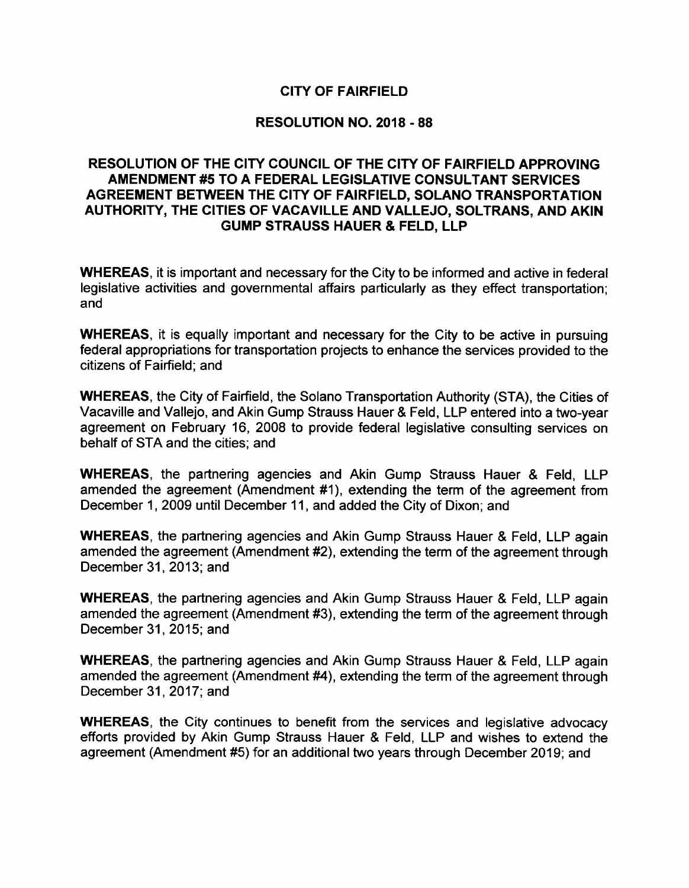# CITY OF FAIRFIELD

## RESOLUTION NO. 2018 - 88

### RESOLUTION OF THE CITY COUNCIL OF THE CITY OF FAIRFIELD APPROVING AMENDMENT #5 TO A FEDERAL LEGISLATIVE CONSULTANT SERVICES AGREEMENT BETWEEN THE CITY OF FAIRFIELD, SOLANO TRANSPORTATION AUTHORITY, THE CITIES OF VACAVILLE AND VALLEJO, SOLTRANS, AND AKIN GUMP STRAUSS HAUER & FELD, LLP

**WHEREAS**, it is important and necessary for the City to be informed and active in federal legislative activities and governmental affairs particularly as they effect transportation; and

**WHEREAS**, it is equally important and necessary for the City to be active in pursuing federal appropriations for transportation projects to enhance the services provided to the citizens of Fairfield; and

**WHEREAS**, the City of Fairfield, the Solano Transportation Authority (STA), the Cities of Vacaville and Vallejo, and Akin Gump Strauss Hauer & Feld, LLP entered into a two-year agreement on February 16, 2008 to provide federal legislative consulting services on behalf of STA and the cities; and

**WHEREAS**, the partnering agencies and Akin Gump Strauss Hauer & Feld, LLP amended the agreement (Amendment #1), extending the term of the agreement from December 1, 2009 until December 11, and added the City of Dixon; and

**WHEREAS**, the partnering agencies and Akin Gump Strauss Hauer & Feld, LLP again amended the agreement (Amendment #2), extending the term of the agreement through December 31, 2013; and

**WHEREAS**, the partnering agencies and Akin Gump Strauss Hauer & Feld, LLP again amended the agreement (Amendment #3), extending the term of the agreement through December 31, 2015; and

**WHEREAS**, the partnering agencies and Akin Gump Strauss Hauer & Feld, LLP again amended the agreement (Amendment #4), extending the term of the agreement through December 31, 2017; and

**WHEREAS**, the City continues to benefit from the services and legislative advocacy efforts provided by Akin Gump Strauss Hauer & Feld, LLP and wishes to extend the agreement (Amendment #5) for an additional two years through December 2019; and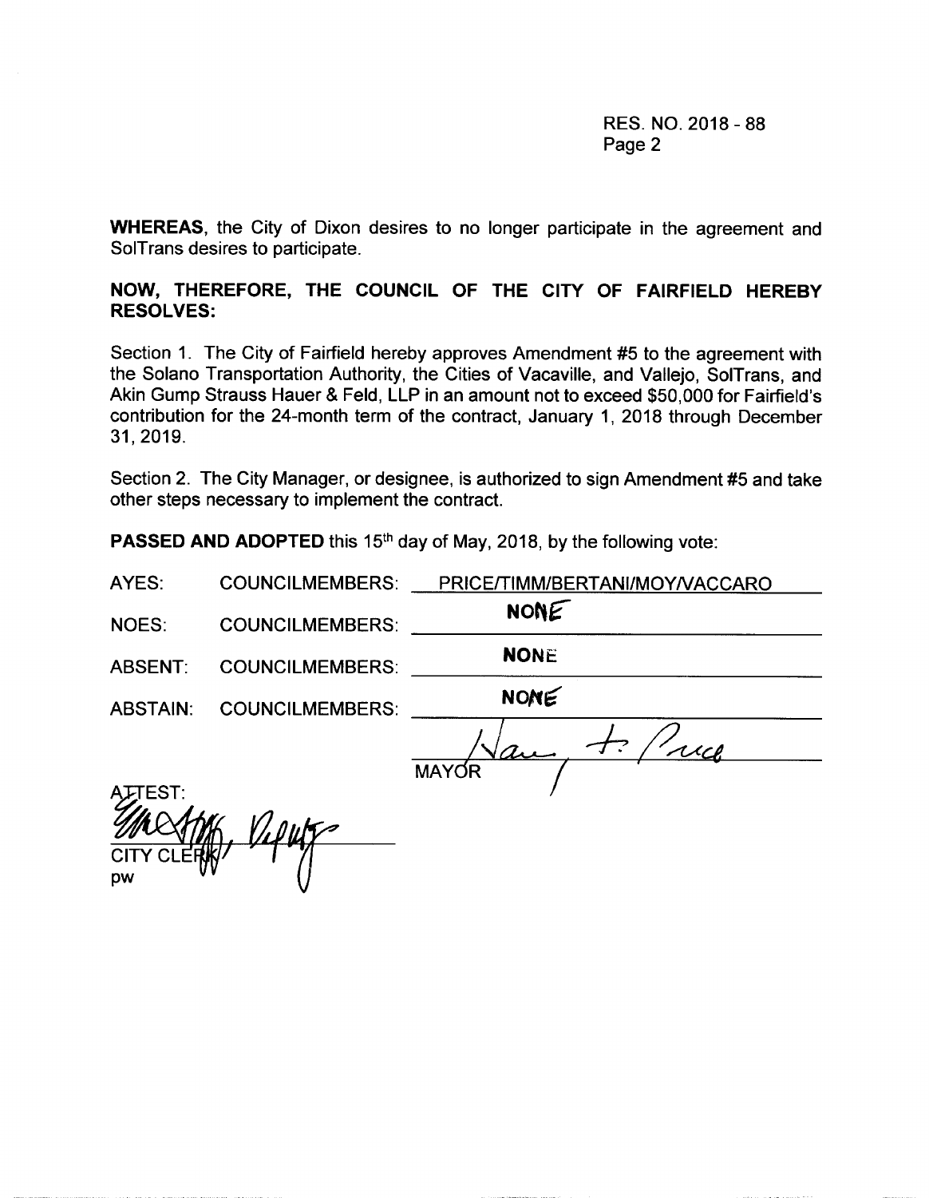**WHEREAS**, the City of Dixon desires to no longer participate in the agreement and SolTrans desires to participate.

**NOW, THEREFORE, THE COUNCIL OF THE CITY OF FAIRFIELD HEREBY RESOLVES:**

Section 1. The City of Fairfield hereby approves Amendment #5 to the agreement with the Solano Transportation Authority, the Cities of Vacaville, and Vallejo, SolTrans, and Akin Gump Strauss Hauer & Feld, LLP in an amount not to exceed $50,000 for Fairfield's contribution for the 24-month term of the contract, January 1, 2018 through December 31, 2019.

Section 2. The City Manager, or designee, is authorized to sign Amendment #5 and take other steps necessary to implement the contract.

**PASSED AND ADOPTED** this 15th day of May, 2018, by the following vote:

AYES: COUNCILMEMBERS: PRICE/TIMM/BERTANI/MOY/VACCARO

NOES: COUNCILMEMBERS: NONE

ABSENT: COUNCILMEMBERS: NONE

ABSTAIN: COUNCILMEMBERS: NONE

MAYOR

ATTEST:

CITY CLERK, Deputy

pw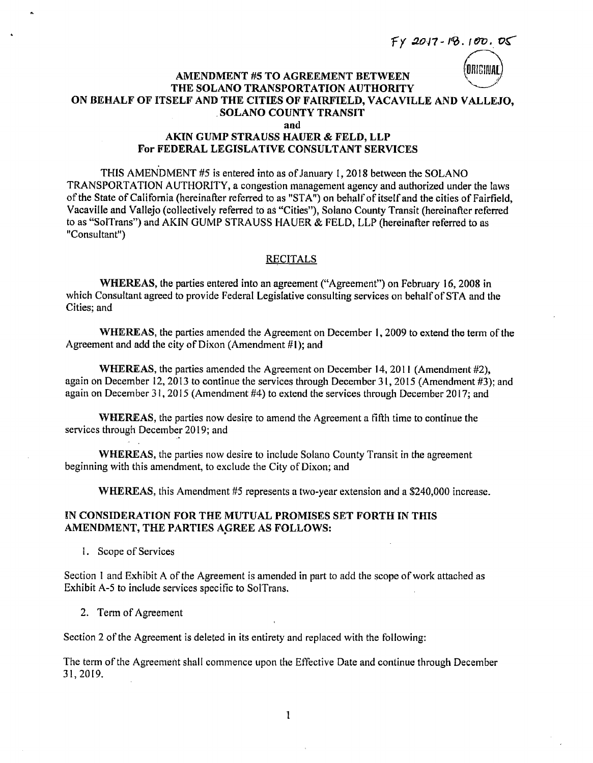FY 2017-18.100.05

ORIGINAL

**AMENDMENT #5 TO AGREEMENT BETWEEN**
**THE SOLANO TRANSPORTATION AUTHORITY**
**ON BEHALF OF ITSELF AND THE CITIES OF FAIRFIELD, VACAVILLE AND VALLEJO,**
**SOLANO COUNTY TRANSIT**
**and**
**AKIN GUMP STRAUSS HAUER & FELD, LLP**
**For FEDERAL LEGISLATIVE CONSULTANT SERVICES**

THIS AMENDMENT #5 is entered into as of January 1, 2018 between the SOLANO TRANSPORTATION AUTHORITY, a congestion management agency and authorized under the laws of the State of California (hereinafter referred to as "STA") on behalf of itself and the cities of Fairfield, Vacaville and Vallejo (collectively referred to as "Cities"), Solano County Transit (hereinafter referred to as "SolTrans") and AKIN GUMP STRAUSS HAUER & FELD, LLP (hereinafter referred to as "Consultant")

RECITALS

**WHEREAS**, the parties entered into an agreement ("Agreement") on February 16, 2008 in which Consultant agreed to provide Federal Legislative consulting services on behalf of STA and the Cities; and

**WHEREAS**, the parties amended the Agreement on December 1, 2009 to extend the term of the Agreement and add the city of Dixon (Amendment #1); and

**WHEREAS**, the parties amended the Agreement on December 14, 2011 (Amendment #2), again on December 12, 2013 to continue the services through December 31, 2015 (Amendment #3); and again on December 31, 2015 (Amendment #4) to extend the services through December 2017; and

**WHEREAS**, the parties now desire to amend the Agreement a fifth time to continue the services through December 2019; and

**WHEREAS**, the parties now desire to include Solano County Transit in the agreement beginning with this amendment, to exclude the City of Dixon; and

**WHEREAS**, this Amendment #5 represents a two-year extension and a $240,000 increase.

**IN CONSIDERATION FOR THE MUTUAL PROMISES SET FORTH IN THIS AMENDMENT, THE PARTIES AGREE AS FOLLOWS:**

1. Scope of Services

Section 1 and Exhibit A of the Agreement is amended in part to add the scope of work attached as Exhibit A-5 to include services specific to SolTrans.

2. Term of Agreement

Section 2 of the Agreement is deleted in its entirety and replaced with the following:

The term of the Agreement shall commence upon the Effective Date and continue through December 31, 2019.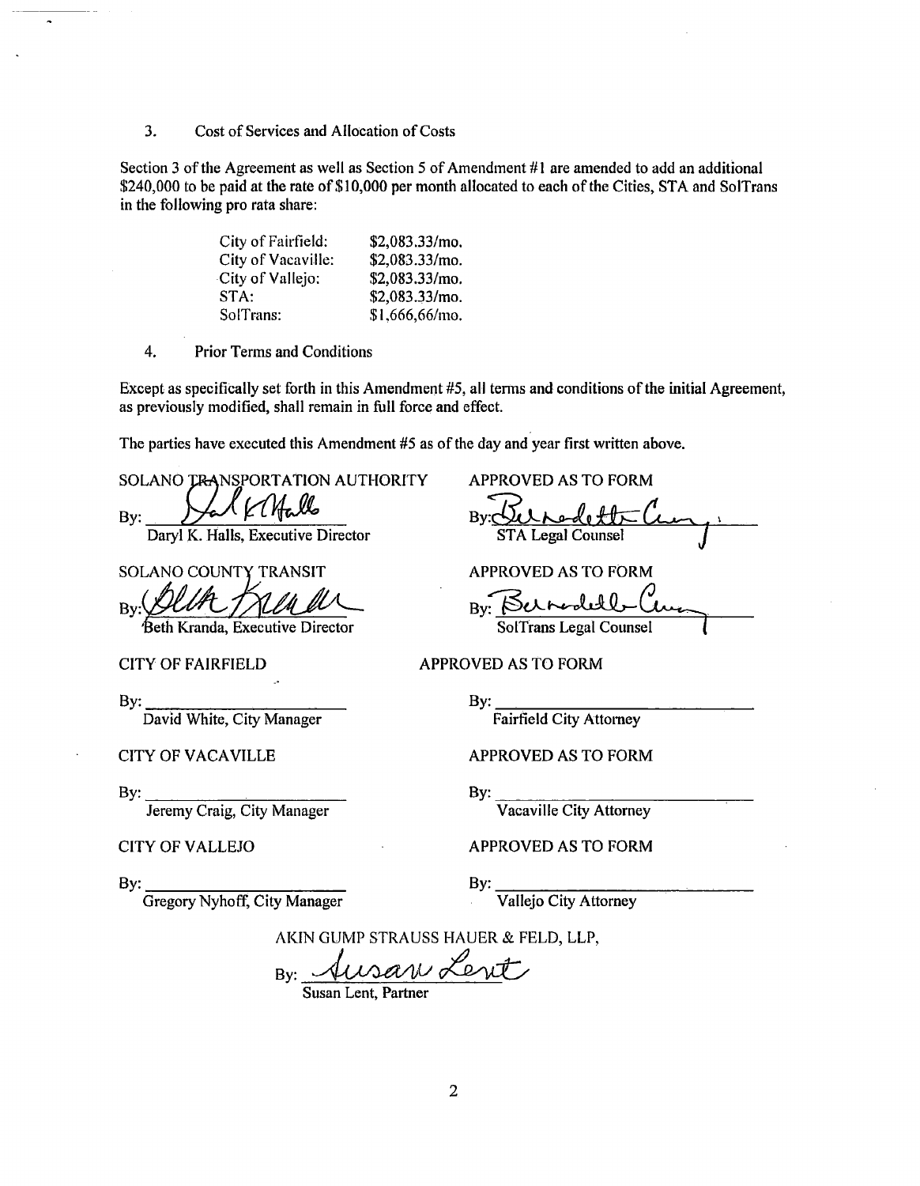3. Cost of Services and Allocation of Costs

Section 3 of the Agreement as well as Section 5 of Amendment #1 are amended to add an additional $240,000 to be paid at the rate of $10,000 per month allocated to each of the Cities, STA and SolTrans in the following pro rata share:

| | |
|---|---|
| City of Fairfield: | $2,083.33/mo. |
| City of Vacaville: | $2,083.33/mo. |
| City of Vallejo: | $2,083.33/mo. |
| STA: | $2,083.33/mo. |
| SolTrans: | $1,666,66/mo. |

4. Prior Terms and Conditions

Except as specifically set forth in this Amendment #5, all terms and conditions of the initial Agreement, as previously modified, shall remain in full force and effect.

The parties have executed this Amendment #5 as of the day and year first written above.

SOLANO TRANSPORTATION AUTHORITY

By: Daryl K. Halls

Daryl K. Halls, Executive Director

APPROVED AS TO FORM

By: Bernadette Curry

STA Legal Counsel

SOLANO COUNTY TRANSIT

By: Beth Kranda

Beth Kranda, Executive Director

APPROVED AS TO FORM

By: Bernadette Curry

SolTrans Legal Counsel

CITY OF FAIRFIELD

By: ______________________

David White, City Manager

APPROVED AS TO FORM

By: ______________________

Fairfield City Attorney

CITY OF VACAVILLE

By: ______________________

Jeremy Craig, City Manager

APPROVED AS TO FORM

By: ______________________

Vacaville City Attorney

CITY OF VALLEJO

By: ______________________

Gregory Nyhoff, City Manager

APPROVED AS TO FORM

By: ______________________

Vallejo City Attorney

AKIN GUMP STRAUSS HAUER & FELD, LLP,

By: Susan Lent

Susan Lent, Partner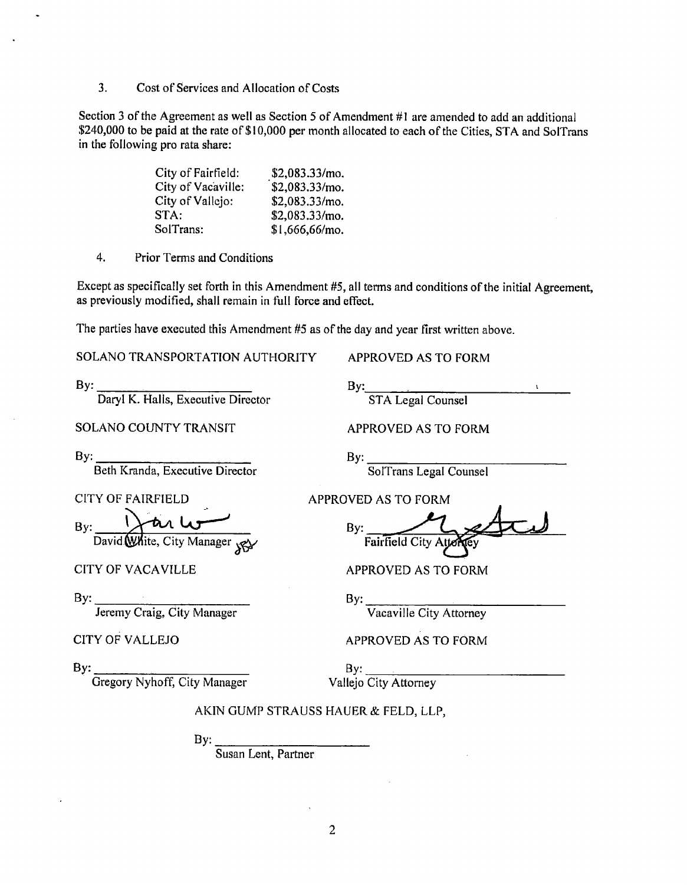3. Cost of Services and Allocation of Costs

Section 3 of the Agreement as well as Section 5 of Amendment #1 are amended to add an additional $240,000 to be paid at the rate of $10,000 per month allocated to each of the Cities, STA and SolTrans in the following pro rata share:

| | |
|---|---|
| City of Fairfield: | $2,083.33/mo. |
| City of Vacaville: | $2,083.33/mo. |
| City of Vallejo: | $2,083.33/mo. |
| STA: | $2,083.33/mo. |
| SolTrans: | $1,666,66/mo. |

4. Prior Terms and Conditions

Except as specifically set forth in this Amendment #5, all terms and conditions of the initial Agreement, as previously modified, shall remain in full force and effect.

The parties have executed this Amendment #5 as of the day and year first written above.

SOLANO TRANSPORTATION AUTHORITY

By: ______________________
Daryl K. Halls, Executive Director

APPROVED AS TO FORM

By: ______________________
STA Legal Counsel

SOLANO COUNTY TRANSIT

By: ______________________
Beth Kranda, Executive Director

APPROVED AS TO FORM

By: ______________________
SolTrans Legal Counsel

CITY OF FAIRFIELD

By: ______________________
David White, City Manager

APPROVED AS TO FORM

By: ______________________
Fairfield City Attorney

CITY OF VACAVILLE

By: ______________________
Jeremy Craig, City Manager

APPROVED AS TO FORM

By: ______________________
Vacaville City Attorney

CITY OF VALLEJO

By: ______________________
Gregory Nyhoff, City Manager

APPROVED AS TO FORM

By: ______________________
Vallejo City Attorney

AKIN GUMP STRAUSS HAUER & FELD, LLP,

By: ______________________
Susan Lent, Partner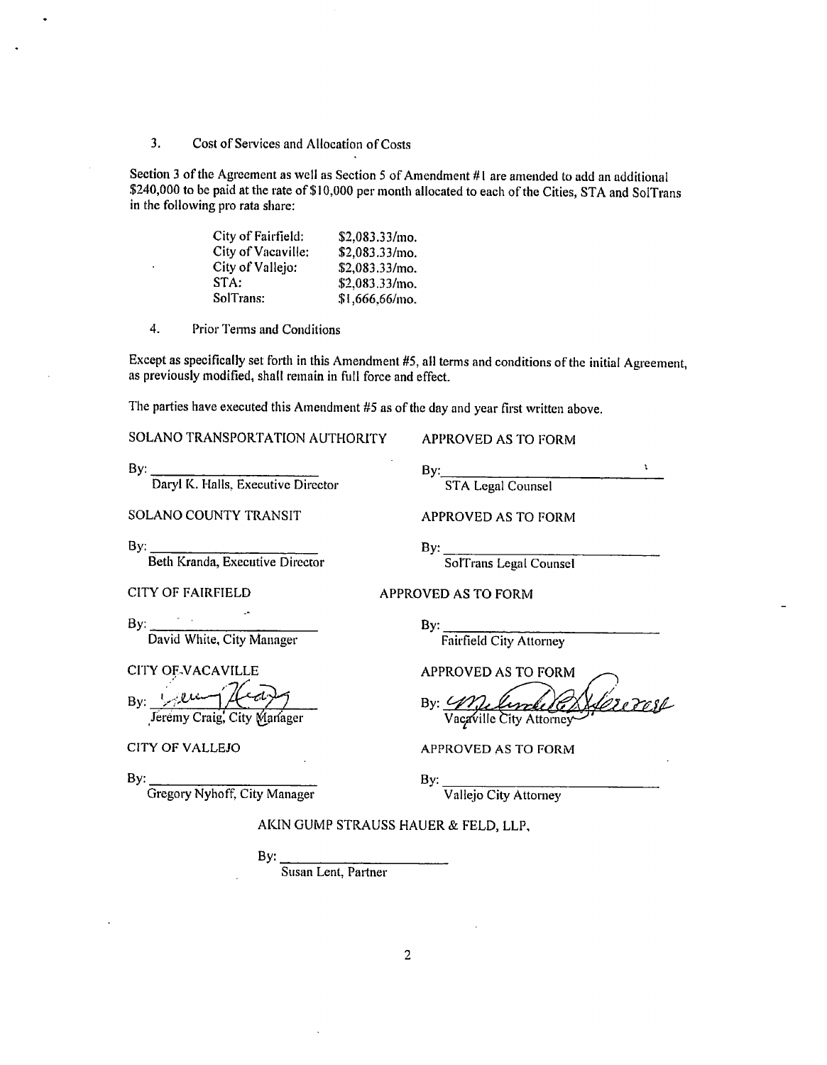3. Cost of Services and Allocation of Costs

Section 3 of the Agreement as well as Section 5 of Amendment #1 are amended to add an additional $240,000 to be paid at the rate of $10,000 per month allocated to each of the Cities, STA and SolTrans in the following pro rata share:

| | |
|---|---|
| City of Fairfield: | $2,083.33/mo. |
| City of Vacaville: | $2,083.33/mo. |
| City of Vallejo: | $2,083.33/mo. |
| STA: | $2,083.33/mo. |
| SolTrans: | $1,666,66/mo. |

4. Prior Terms and Conditions

Except as specifically set forth in this Amendment #5, all terms and conditions of the initial Agreement, as previously modified, shall remain in full force and effect.

The parties have executed this Amendment #5 as of the day and year first written above.

| | |
|---|---|
| SOLANO TRANSPORTATION AUTHORITY | APPROVED AS TO FORM |
| By: ______________________ Daryl K. Halls, Executive Director | By: ______________________ STA Legal Counsel |
| SOLANO COUNTY TRANSIT | APPROVED AS TO FORM |
| By: ______________________ Beth Kranda, Executive Director | By: ______________________ SolTrans Legal Counsel |
| CITY OF FAIRFIELD | APPROVED AS TO FORM |
| By: ______________________ David White, City Manager | By: ______________________ Fairfield City Attorney |
| CITY OF VACAVILLE | APPROVED AS TO FORM |
| By: [signature] Jeremy Craig, City Manager | By: [signature] Vacaville City Attorney |
| CITY OF VALLEJO | APPROVED AS TO FORM |
| By: ______________________ Gregory Nyhoff, City Manager | By: ______________________ Vallejo City Attorney |

AKIN GUMP STRAUSS HAUER & FELD, LLP,

By: ______________________
Susan Lent, Partner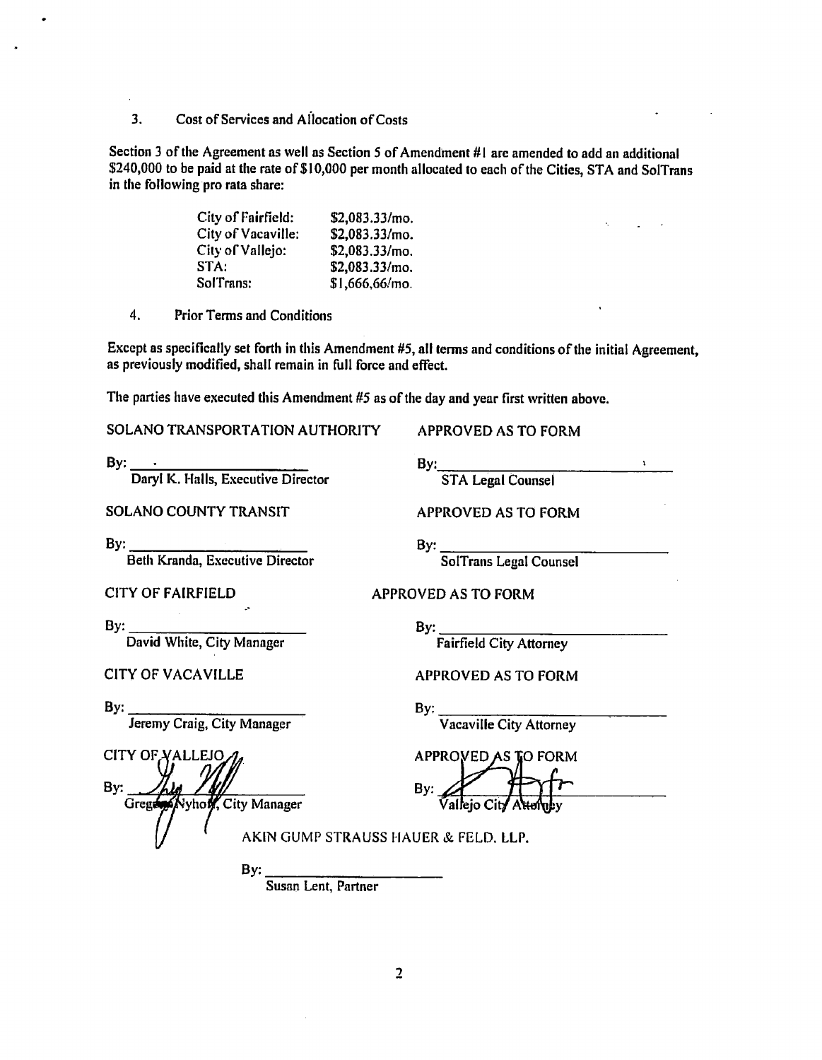3. Cost of Services and Allocation of Costs

Section 3 of the Agreement as well as Section 5 of Amendment #1 are amended to add an additional $240,000 to be paid at the rate of $10,000 per month allocated to each of the Cities, STA and SolTrans in the following pro rata share:

| | |
|---|---|
| City of Fairfield: | $2,083.33/mo. |
| City of Vacaville: | $2,083.33/mo. |
| City of Vallejo: | $2,083.33/mo. |
| STA: | $2,083.33/mo. |
| SolTrans: | $1,666.66/mo. |

4. Prior Terms and Conditions

Except as specifically set forth in this Amendment #5, all terms and conditions of the initial Agreement, as previously modified, shall remain in full force and effect.

The parties have executed this Amendment #5 as of the day and year first written above.

SOLANO TRANSPORTATION AUTHORITY

By: \_\_\_\_\_\_\_\_\_\_\_\_\_\_\_\_\_\_\_\_
Daryl K. Halls, Executive Director

APPROVED AS TO FORM

By: \_\_\_\_\_\_\_\_\_\_\_\_\_\_\_\_\_\_\_\_
STA Legal Counsel

SOLANO COUNTY TRANSIT

By: \_\_\_\_\_\_\_\_\_\_\_\_\_\_\_\_\_\_\_\_
Beth Kranda, Executive Director

APPROVED AS TO FORM

By: \_\_\_\_\_\_\_\_\_\_\_\_\_\_\_\_\_\_\_\_
SolTrans Legal Counsel

CITY OF FAIRFIELD

By: \_\_\_\_\_\_\_\_\_\_\_\_\_\_\_\_\_\_\_\_
David White, City Manager

APPROVED AS TO FORM

By: \_\_\_\_\_\_\_\_\_\_\_\_\_\_\_\_\_\_\_\_
Fairfield City Attorney

CITY OF VACAVILLE

By: \_\_\_\_\_\_\_\_\_\_\_\_\_\_\_\_\_\_\_\_
Jeremy Craig, City Manager

APPROVED AS TO FORM

By: \_\_\_\_\_\_\_\_\_\_\_\_\_\_\_\_\_\_\_\_
Vacaville City Attorney

CITY OF VALLEJO

By: [signature]
Gregory Nyhoff, City Manager

APPROVED AS TO FORM

By: [signature]
Vallejo City Attorney

AKIN GUMP STRAUSS HAUER & FELD, LLP.

By: \_\_\_\_\_\_\_\_\_\_\_\_\_\_\_\_\_\_\_\_
Susan Lent, Partner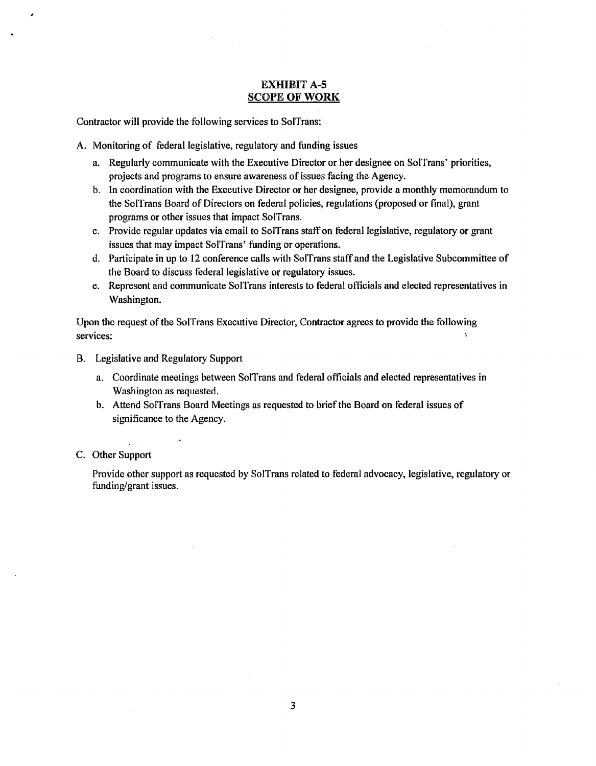# EXHIBIT A-5
## SCOPE OF WORK

Contractor will provide the following services to SolTrans:

A. Monitoring of federal legislative, regulatory and funding issues

   a. Regularly communicate with the Executive Director or her designee on SolTrans' priorities, projects and programs to ensure awareness of issues facing the Agency.
   b. In coordination with the Executive Director or her designee, provide a monthly memorandum to the SolTrans Board of Directors on federal policies, regulations (proposed or final), grant programs or other issues that impact SolTrans.
   c. Provide regular updates via email to SolTrans staff on federal legislative, regulatory or grant issues that may impact SolTrans' funding or operations.
   d. Participate in up to 12 conference calls with SolTrans staff and the Legislative Subcommittee of the Board to discuss federal legislative or regulatory issues.
   e. Represent and communicate SolTrans interests to federal officials and elected representatives in Washington.

Upon the request of the SolTrans Executive Director, Contractor agrees to provide the following services:

B. Legislative and Regulatory Support

   a. Coordinate meetings between SolTrans and federal officials and elected representatives in Washington as requested.
   b. Attend SolTrans Board Meetings as requested to brief the Board on federal issues of significance to the Agency.

C. Other Support

   Provide other support as requested by SolTrans related to federal advocacy, legislative, regulatory or funding/grant issues.